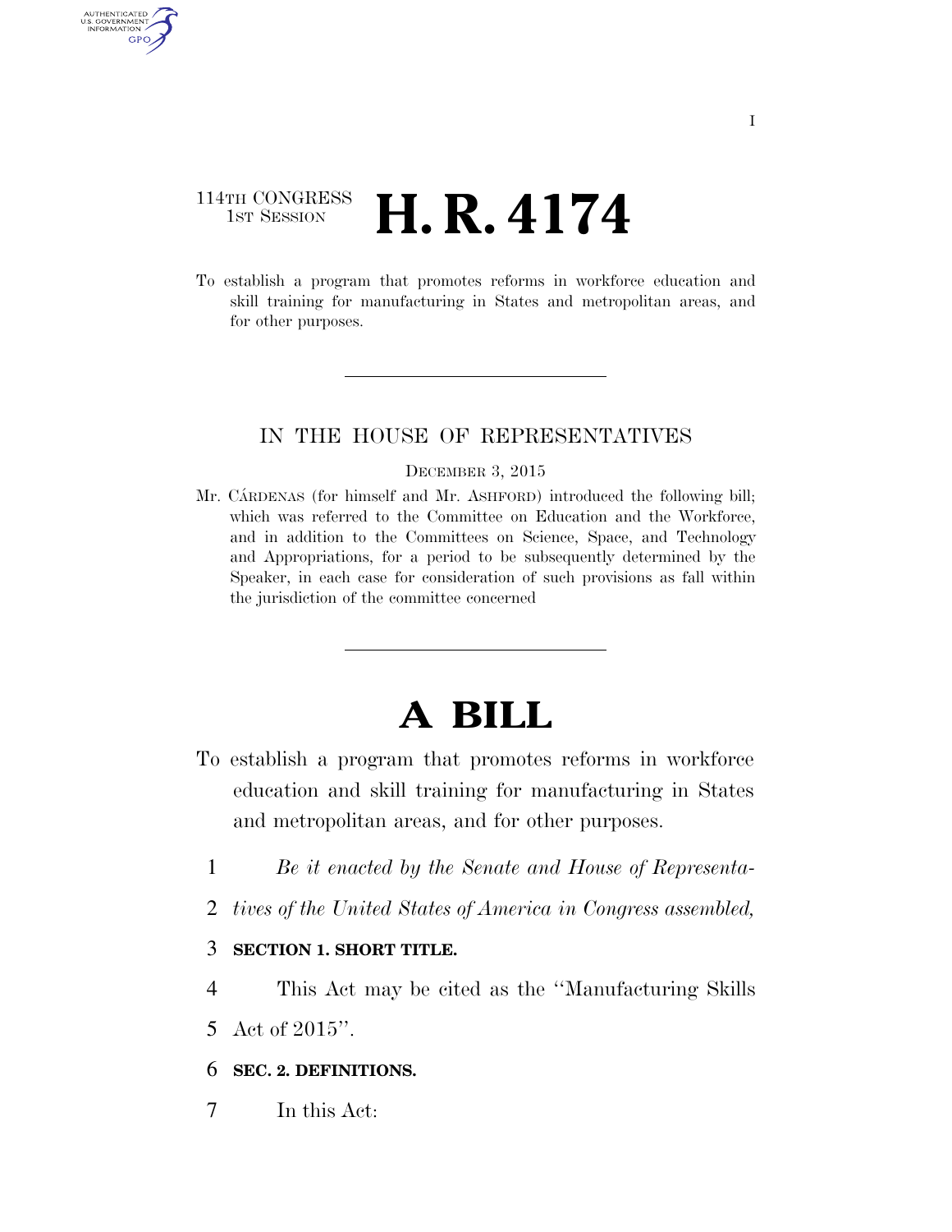114TH CONGRESS
1ST SESSION

# H. R. 4174

To establish a program that promotes reforms in workforce education and skill training for manufacturing in States and metropolitan areas, and for other purposes.

---

IN THE HOUSE OF REPRESENTATIVES

DECEMBER 3, 2015

Mr. CÁRDENAS (for himself and Mr. ASHFORD) introduced the following bill; which was referred to the Committee on Education and the Workforce, and in addition to the Committees on Science, Space, and Technology and Appropriations, for a period to be subsequently determined by the Speaker, in each case for consideration of such provisions as fall within the jurisdiction of the committee concerned

---

# A BILL

To establish a program that promotes reforms in workforce education and skill training for manufacturing in States and metropolitan areas, and for other purposes.

1 *Be it enacted by the Senate and House of Representa-*
2 *tives of the United States of America in Congress assembled,*

3 **SECTION 1. SHORT TITLE.**

4 This Act may be cited as the ''Manufacturing Skills
5 Act of 2015''.

6 **SEC. 2. DEFINITIONS.**

7 In this Act: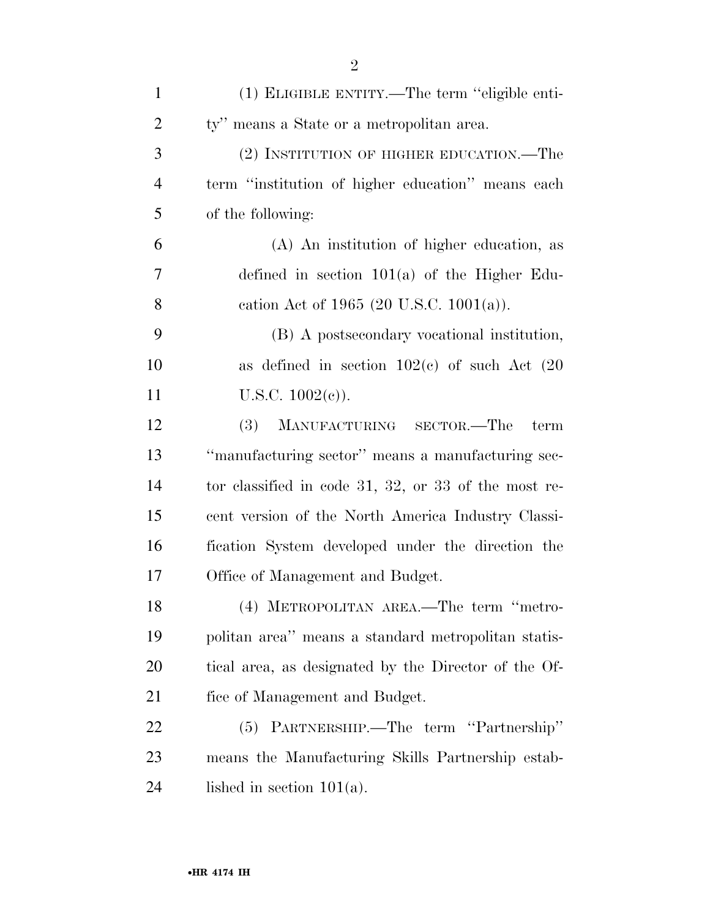(1) ELIGIBLE ENTITY.—The term ''eligible entity'' means a State or a metropolitan area.

(2) INSTITUTION OF HIGHER EDUCATION.—The term ''institution of higher education'' means each of the following:

(A) An institution of higher education, as defined in section 101(a) of the Higher Education Act of 1965 (20 U.S.C. 1001(a)).

(B) A postsecondary vocational institution, as defined in section 102(c) of such Act (20 U.S.C. 1002(c)).

(3) MANUFACTURING SECTOR.—The term ''manufacturing sector'' means a manufacturing sector classified in code 31, 32, or 33 of the most recent version of the North America Industry Classification System developed under the direction the Office of Management and Budget.

(4) METROPOLITAN AREA.—The term ''metropolitan area'' means a standard metropolitan statistical area, as designated by the Director of the Office of Management and Budget.

(5) PARTNERSHIP.—The term ''Partnership'' means the Manufacturing Skills Partnership established in section 101(a).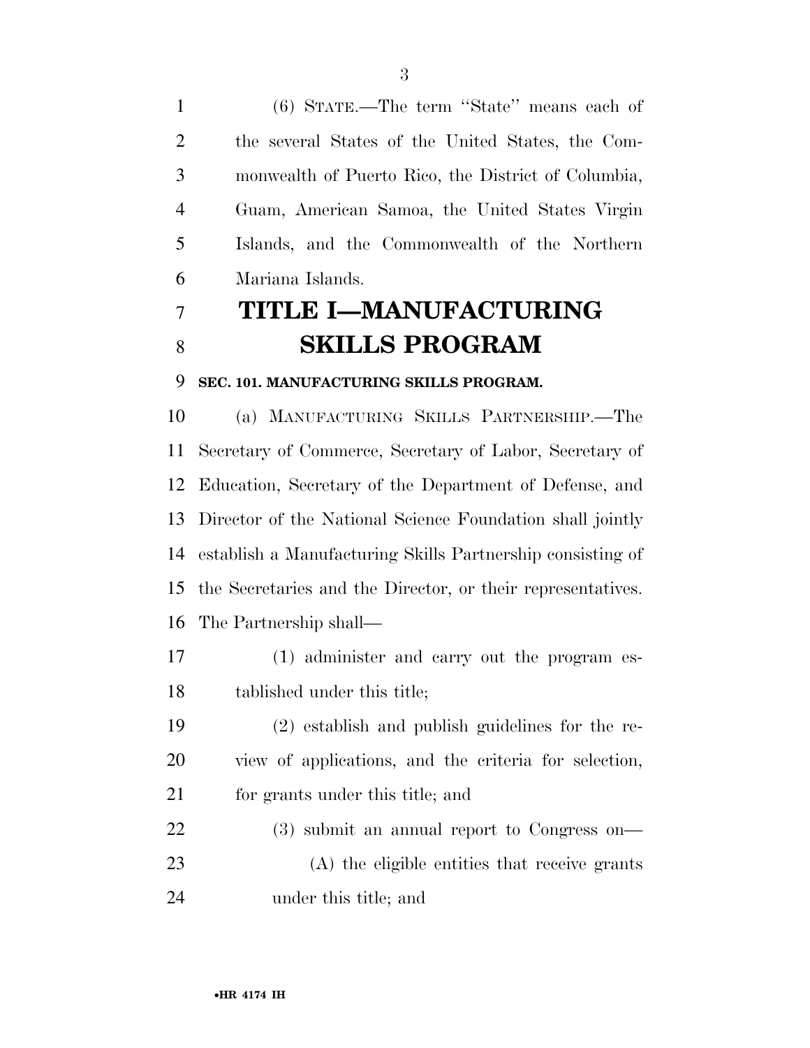(6) STATE.—The term "State" means each of the several States of the United States, the Commonwealth of Puerto Rico, the District of Columbia, Guam, American Samoa, the United States Virgin Islands, and the Commonwealth of the Northern Mariana Islands.

# TITLE I—MANUFACTURING SKILLS PROGRAM

**SEC. 101. MANUFACTURING SKILLS PROGRAM.**

(a) MANUFACTURING SKILLS PARTNERSHIP.—The Secretary of Commerce, Secretary of Labor, Secretary of Education, Secretary of the Department of Defense, and Director of the National Science Foundation shall jointly establish a Manufacturing Skills Partnership consisting of the Secretaries and the Director, or their representatives. The Partnership shall—

(1) administer and carry out the program established under this title;

(2) establish and publish guidelines for the review of applications, and the criteria for selection, for grants under this title; and

(3) submit an annual report to Congress on—

(A) the eligible entities that receive grants under this title; and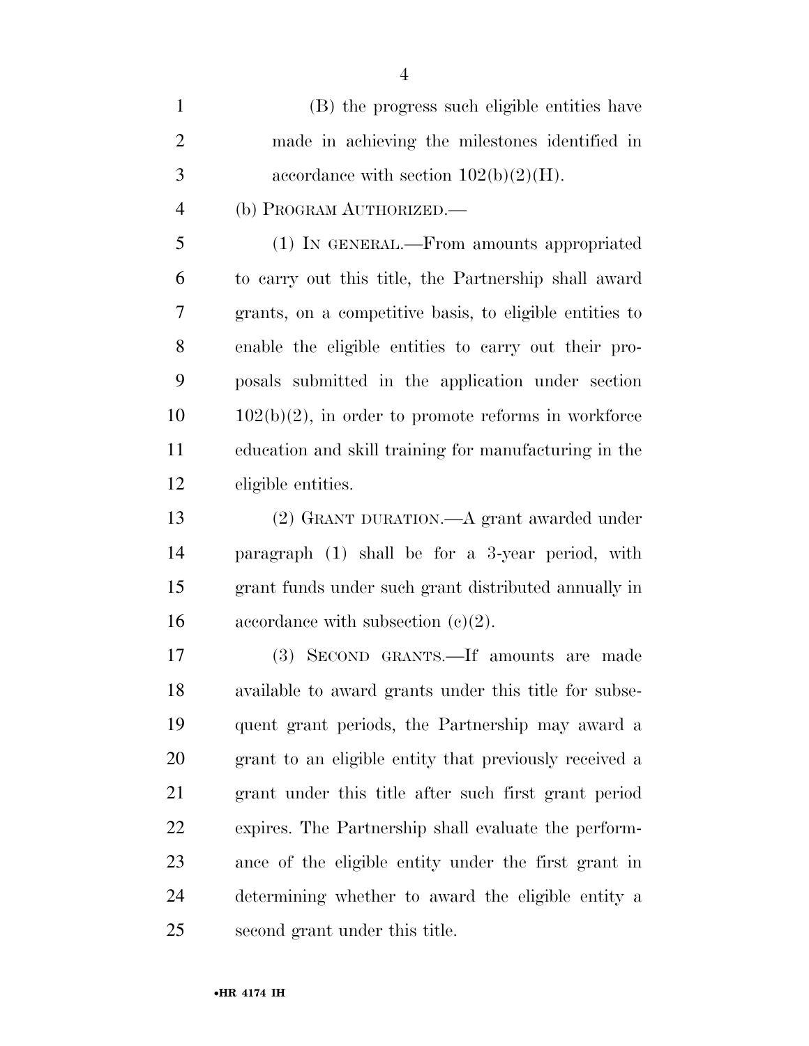(B) the progress such eligible entities have made in achieving the milestones identified in accordance with section 102(b)(2)(H).

(b) PROGRAM AUTHORIZED.—

(1) IN GENERAL.—From amounts appropriated to carry out this title, the Partnership shall award grants, on a competitive basis, to eligible entities to enable the eligible entities to carry out their proposals submitted in the application under section 102(b)(2), in order to promote reforms in workforce education and skill training for manufacturing in the eligible entities.

(2) GRANT DURATION.—A grant awarded under paragraph (1) shall be for a 3-year period, with grant funds under such grant distributed annually in accordance with subsection (c)(2).

(3) SECOND GRANTS.—If amounts are made available to award grants under this title for subsequent grant periods, the Partnership may award a grant to an eligible entity that previously received a grant under this title after such first grant period expires. The Partnership shall evaluate the performance of the eligible entity under the first grant in determining whether to award the eligible entity a second grant under this title.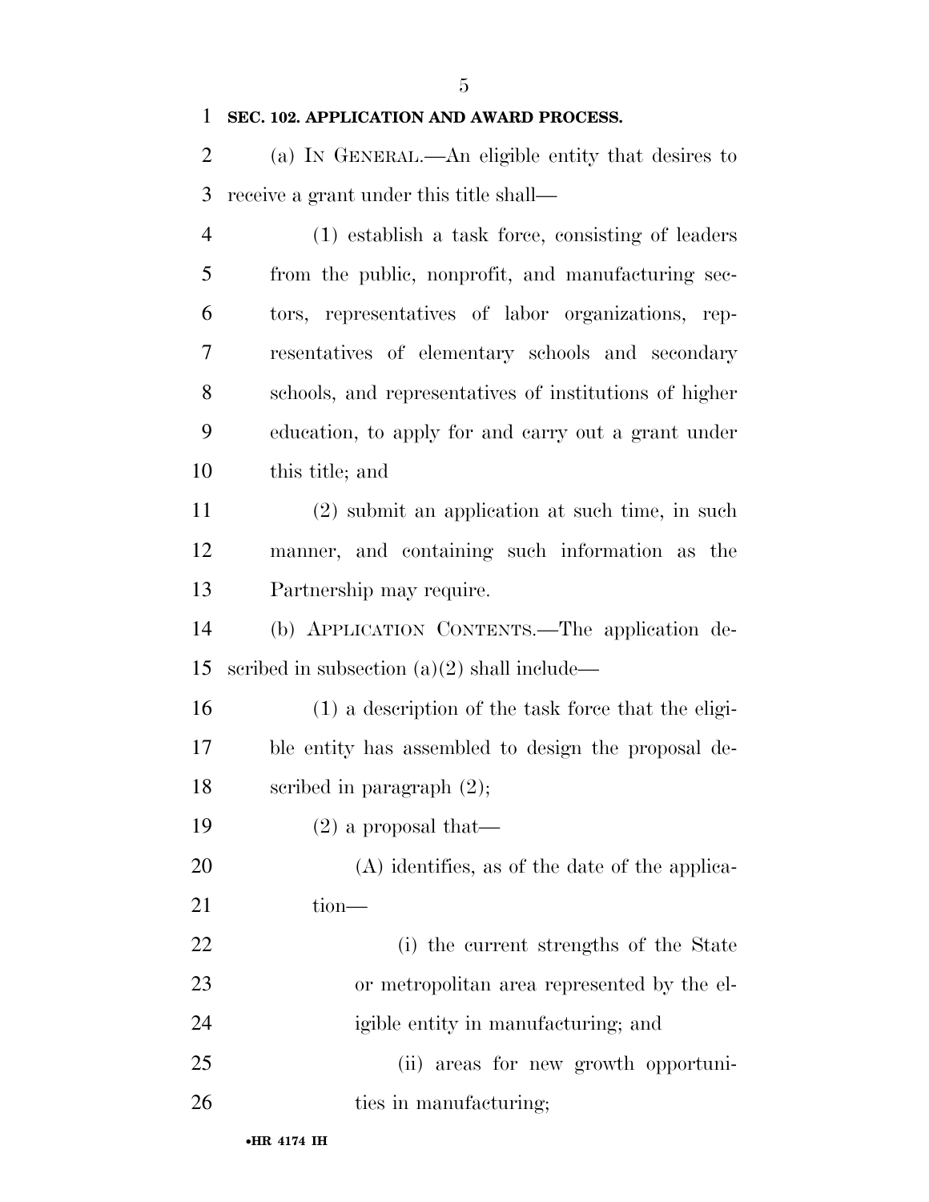**SEC. 102. APPLICATION AND AWARD PROCESS.**

(a) IN GENERAL.—An eligible entity that desires to receive a grant under this title shall—

(1) establish a task force, consisting of leaders from the public, nonprofit, and manufacturing sectors, representatives of labor organizations, representatives of elementary schools and secondary schools, and representatives of institutions of higher education, to apply for and carry out a grant under this title; and

(2) submit an application at such time, in such manner, and containing such information as the Partnership may require.

(b) APPLICATION CONTENTS.—The application described in subsection (a)(2) shall include—

(1) a description of the task force that the eligible entity has assembled to design the proposal described in paragraph (2);

(2) a proposal that—

(A) identifies, as of the date of the application—

(i) the current strengths of the State or metropolitan area represented by the eligible entity in manufacturing; and

(ii) areas for new growth opportunities in manufacturing;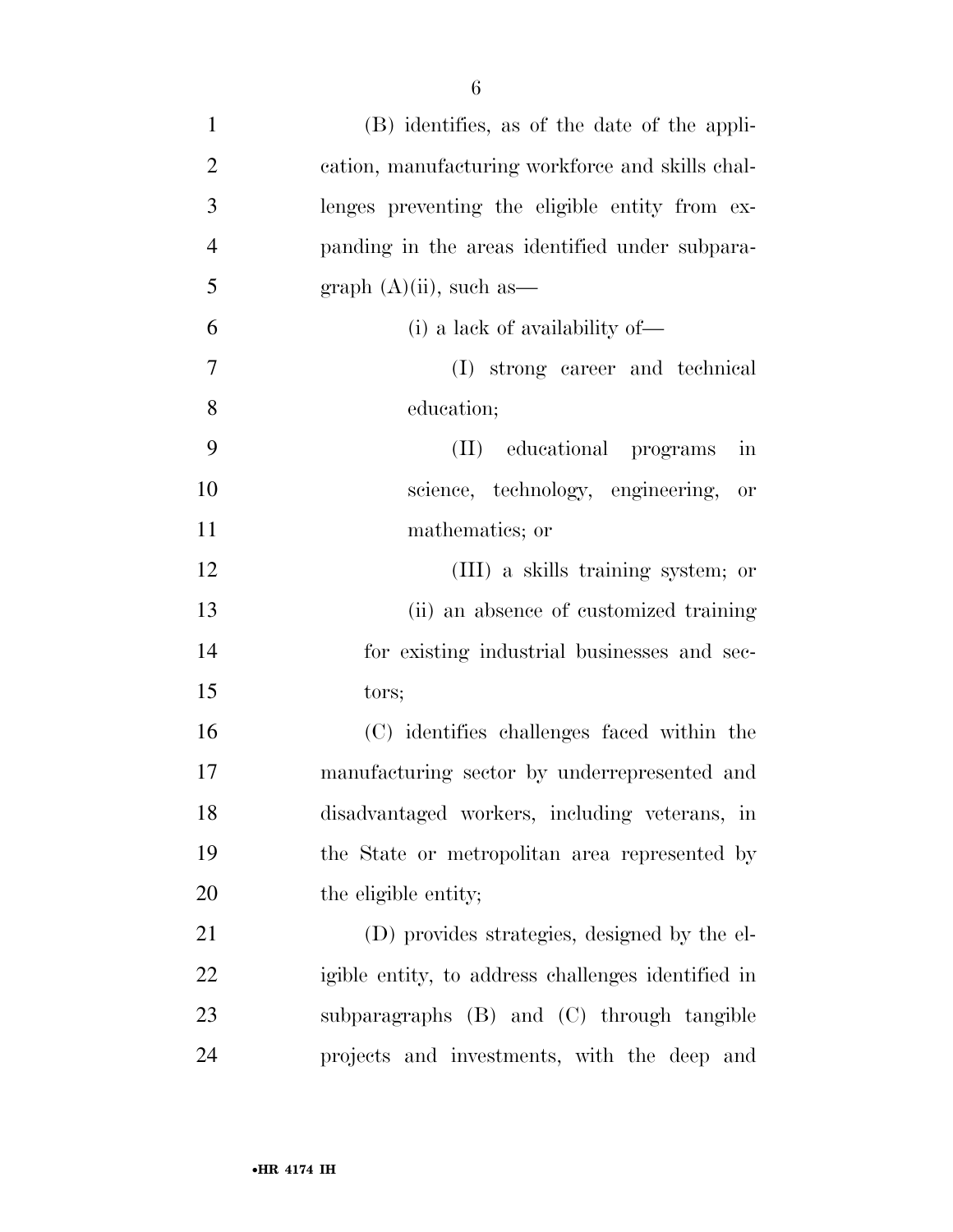(B) identifies, as of the date of the application, manufacturing workforce and skills challenges preventing the eligible entity from expanding in the areas identified under subparagraph (A)(ii), such as—

(i) a lack of availability of—

(I) strong career and technical education;

(II) educational programs in science, technology, engineering, or mathematics; or

(III) a skills training system; or

(ii) an absence of customized training for existing industrial businesses and sectors;

(C) identifies challenges faced within the manufacturing sector by underrepresented and disadvantaged workers, including veterans, in the State or metropolitan area represented by the eligible entity;

(D) provides strategies, designed by the eligible entity, to address challenges identified in subparagraphs (B) and (C) through tangible projects and investments, with the deep and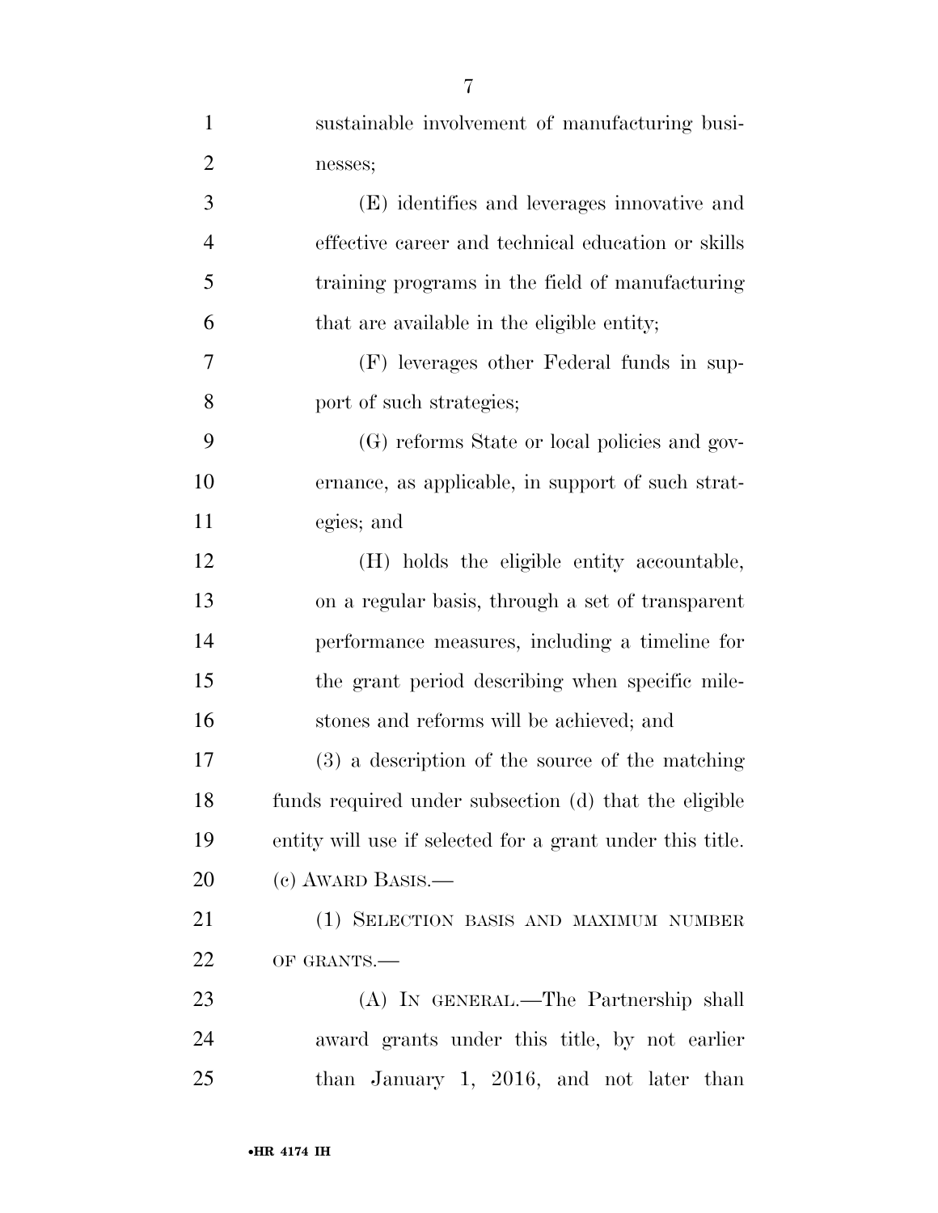sustainable involvement of manufacturing businesses;

(E) identifies and leverages innovative and effective career and technical education or skills training programs in the field of manufacturing that are available in the eligible entity;

(F) leverages other Federal funds in support of such strategies;

(G) reforms State or local policies and governance, as applicable, in support of such strategies; and

(H) holds the eligible entity accountable, on a regular basis, through a set of transparent performance measures, including a timeline for the grant period describing when specific milestones and reforms will be achieved; and

(3) a description of the source of the matching funds required under subsection (d) that the eligible entity will use if selected for a grant under this title.

(c) AWARD BASIS.—

(1) SELECTION BASIS AND MAXIMUM NUMBER OF GRANTS.—

(A) IN GENERAL.—The Partnership shall award grants under this title, by not earlier than January 1, 2016, and not later than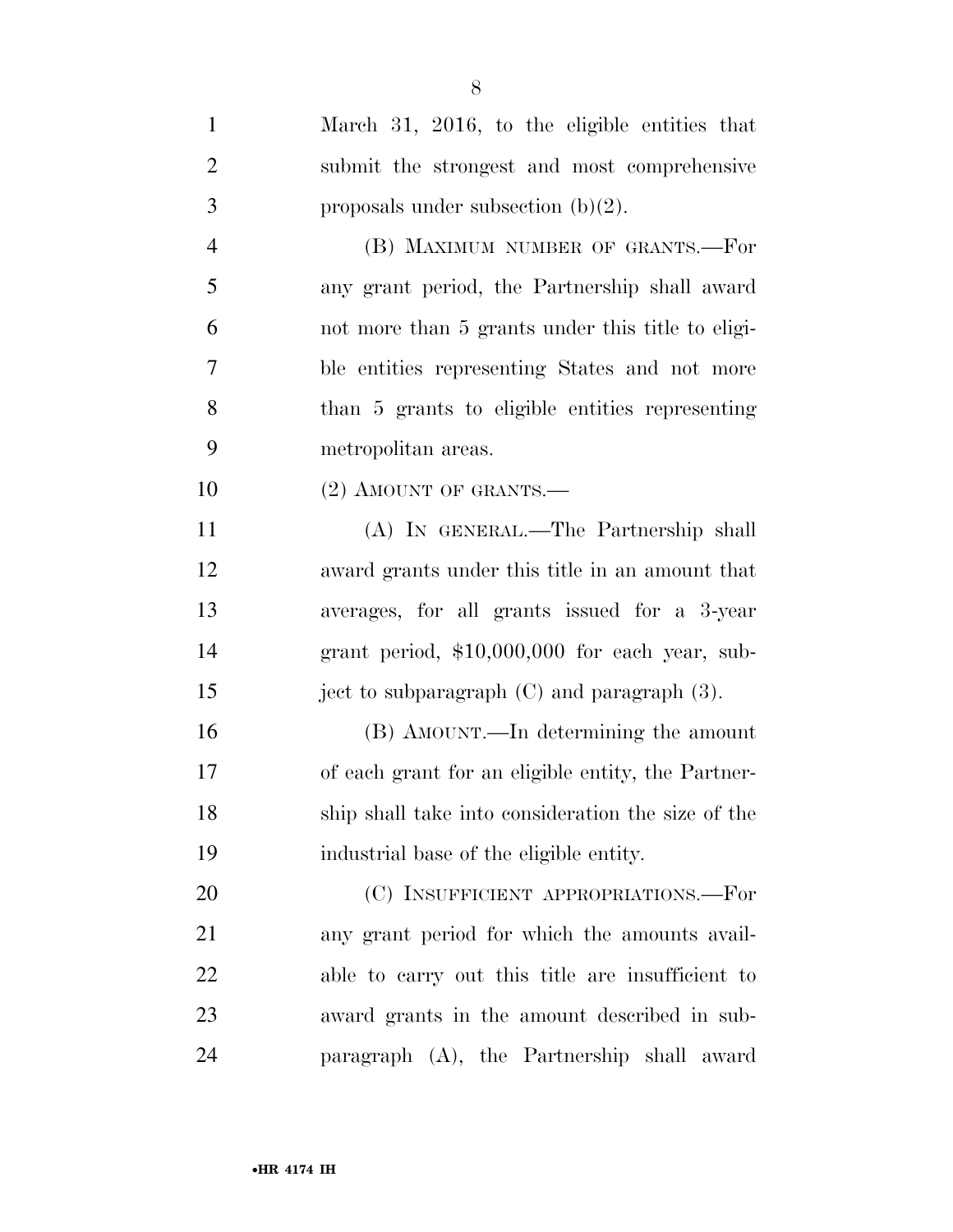March 31, 2016, to the eligible entities that submit the strongest and most comprehensive proposals under subsection (b)(2).

(B) MAXIMUM NUMBER OF GRANTS.—For any grant period, the Partnership shall award not more than 5 grants under this title to eligible entities representing States and not more than 5 grants to eligible entities representing metropolitan areas.

(2) AMOUNT OF GRANTS.—

(A) IN GENERAL.—The Partnership shall award grants under this title in an amount that averages, for all grants issued for a 3-year grant period, $10,000,000 for each year, subject to subparagraph (C) and paragraph (3).

(B) AMOUNT.—In determining the amount of each grant for an eligible entity, the Partnership shall take into consideration the size of the industrial base of the eligible entity.

(C) INSUFFICIENT APPROPRIATIONS.—For any grant period for which the amounts available to carry out this title are insufficient to award grants in the amount described in subparagraph (A), the Partnership shall award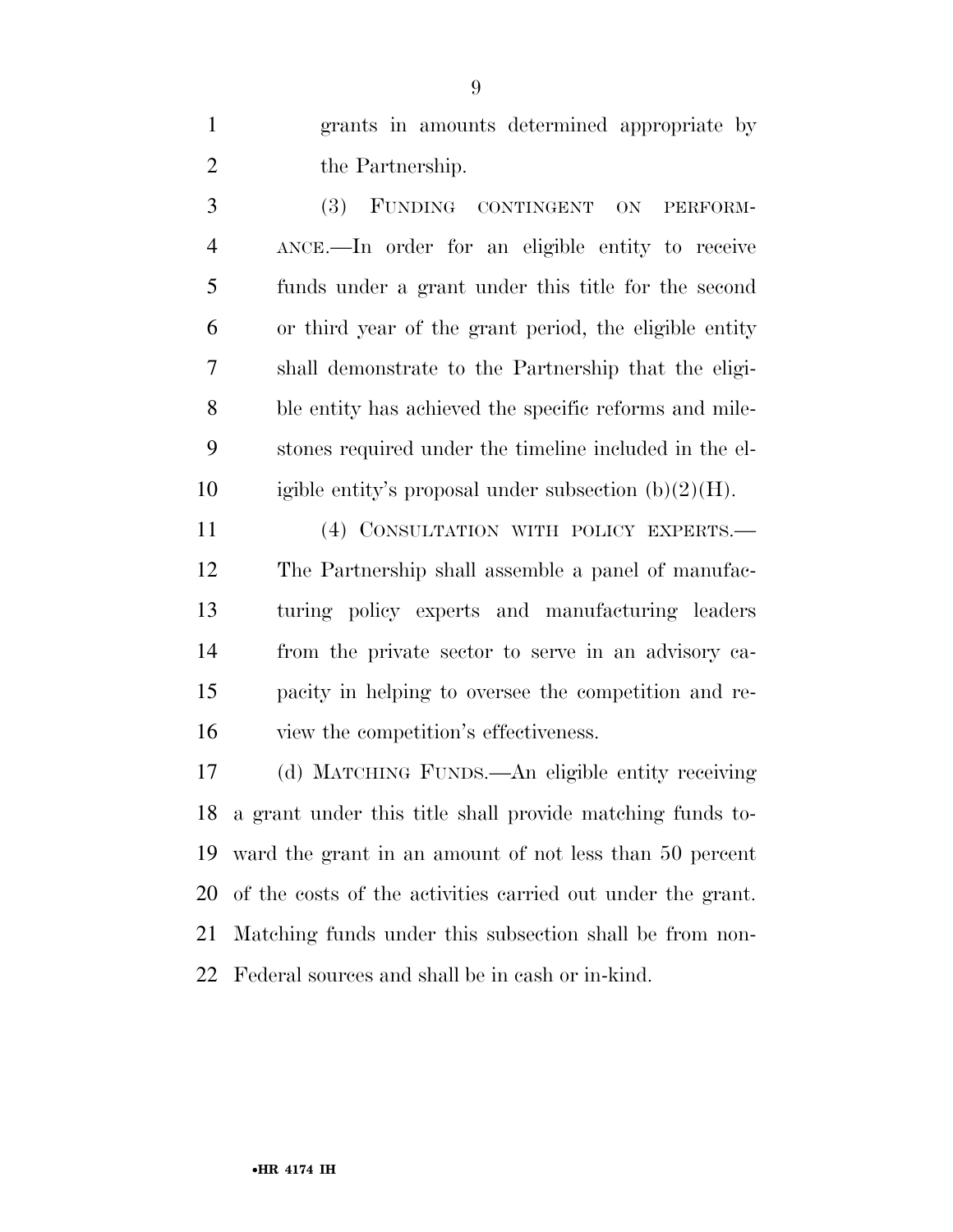grants in amounts determined appropriate by the Partnership.

(3) FUNDING CONTINGENT ON PERFORMANCE.—In order for an eligible entity to receive funds under a grant under this title for the second or third year of the grant period, the eligible entity shall demonstrate to the Partnership that the eligible entity has achieved the specific reforms and milestones required under the timeline included in the eligible entity's proposal under subsection (b)(2)(H).

(4) CONSULTATION WITH POLICY EXPERTS.—The Partnership shall assemble a panel of manufacturing policy experts and manufacturing leaders from the private sector to serve in an advisory capacity in helping to oversee the competition and review the competition's effectiveness.

(d) MATCHING FUNDS.—An eligible entity receiving a grant under this title shall provide matching funds toward the grant in an amount of not less than 50 percent of the costs of the activities carried out under the grant. Matching funds under this subsection shall be from non-Federal sources and shall be in cash or in-kind.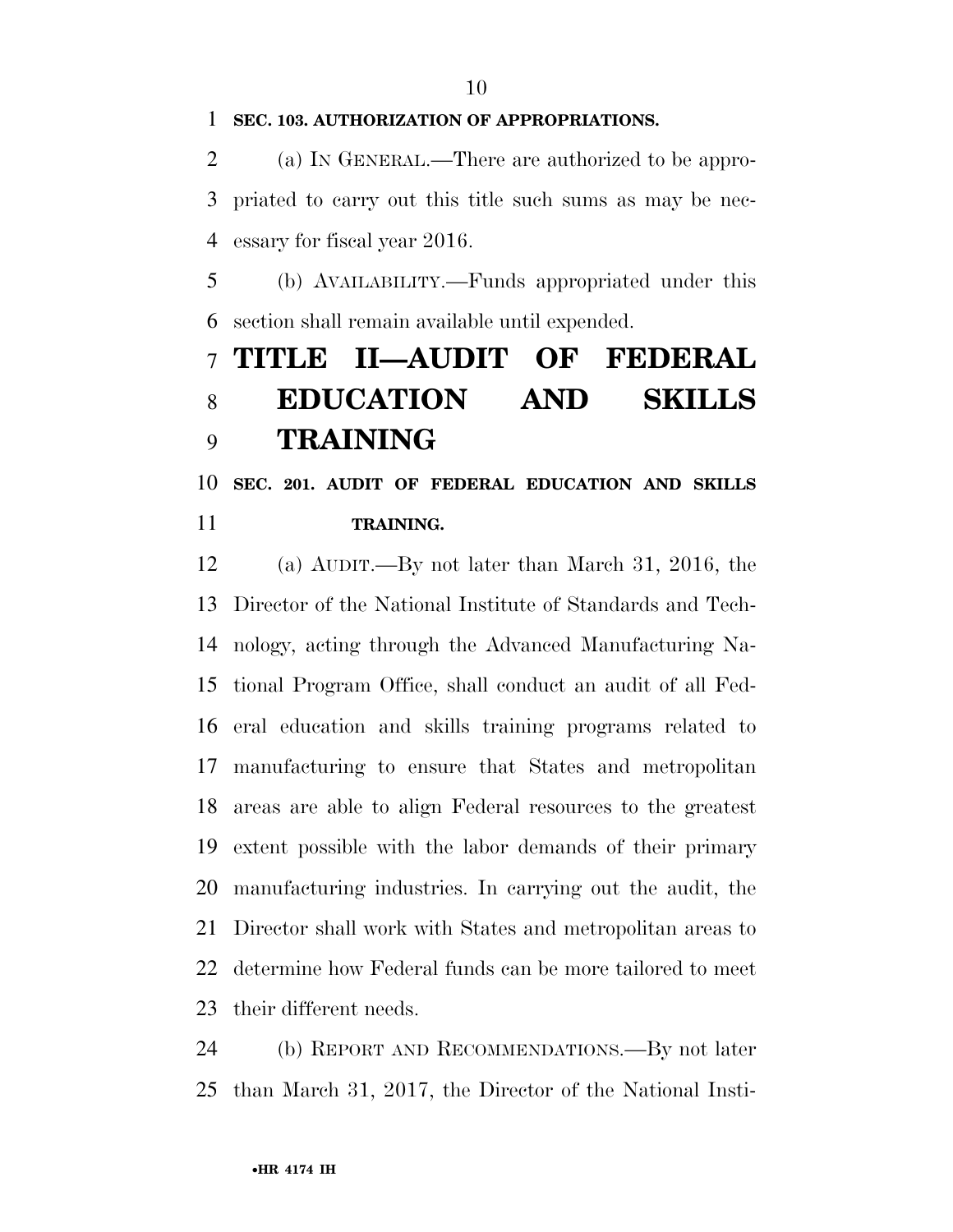**SEC. 103. AUTHORIZATION OF APPROPRIATIONS.**

(a) IN GENERAL.—There are authorized to be appropriated to carry out this title such sums as may be necessary for fiscal year 2016.

(b) AVAILABILITY.—Funds appropriated under this section shall remain available until expended.

# TITLE II—AUDIT OF FEDERAL EDUCATION AND SKILLS TRAINING

**SEC. 201. AUDIT OF FEDERAL EDUCATION AND SKILLS TRAINING.**

(a) AUDIT.—By not later than March 31, 2016, the Director of the National Institute of Standards and Technology, acting through the Advanced Manufacturing National Program Office, shall conduct an audit of all Federal education and skills training programs related to manufacturing to ensure that States and metropolitan areas are able to align Federal resources to the greatest extent possible with the labor demands of their primary manufacturing industries. In carrying out the audit, the Director shall work with States and metropolitan areas to determine how Federal funds can be more tailored to meet their different needs.

(b) REPORT AND RECOMMENDATIONS.—By not later than March 31, 2017, the Director of the National Insti-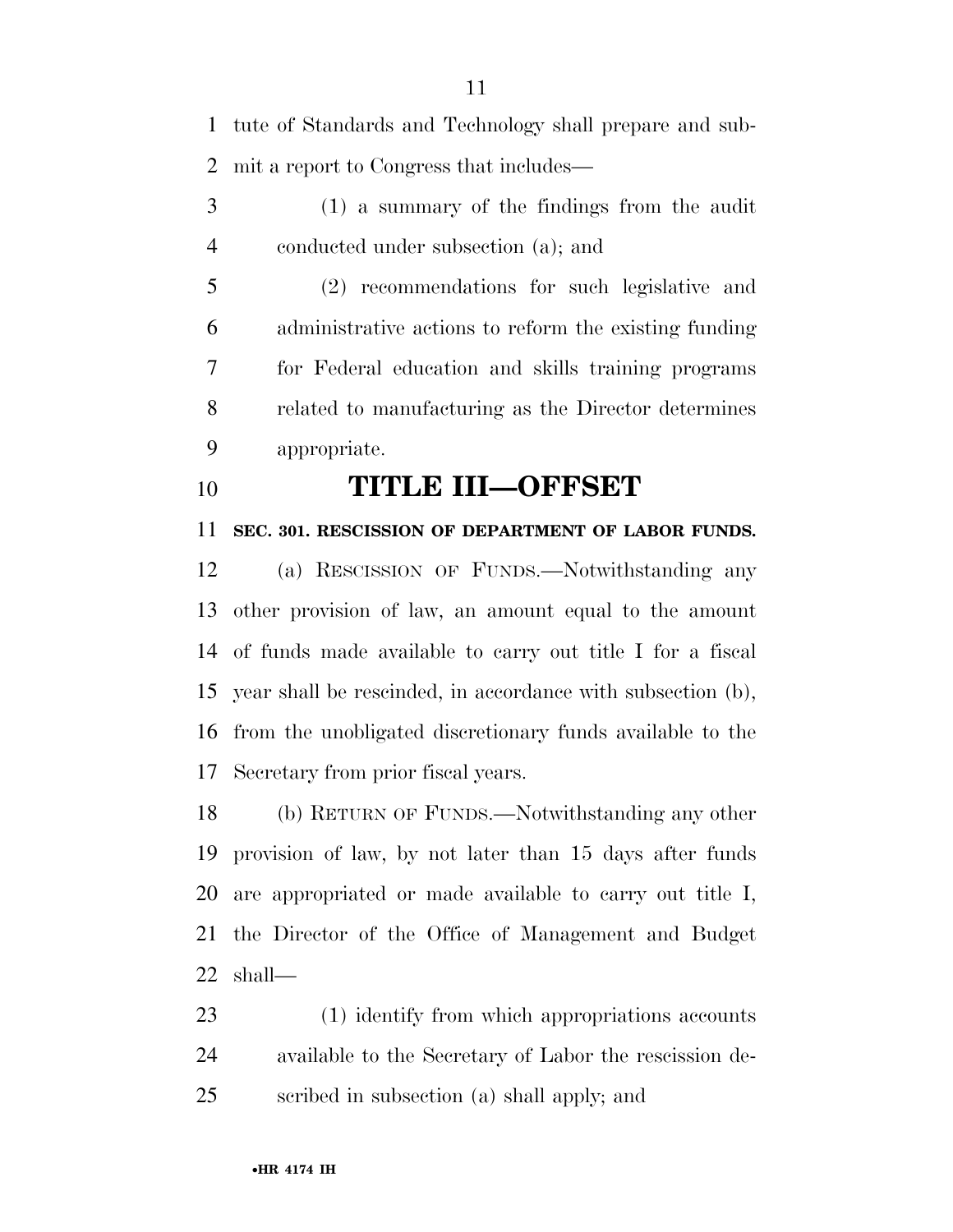tute of Standards and Technology shall prepare and submit a report to Congress that includes—

(1) a summary of the findings from the audit conducted under subsection (a); and

(2) recommendations for such legislative and administrative actions to reform the existing funding for Federal education and skills training programs related to manufacturing as the Director determines appropriate.

# TITLE III—OFFSET

**SEC. 301. RESCISSION OF DEPARTMENT OF LABOR FUNDS.**

(a) RESCISSION OF FUNDS.—Notwithstanding any other provision of law, an amount equal to the amount of funds made available to carry out title I for a fiscal year shall be rescinded, in accordance with subsection (b), from the unobligated discretionary funds available to the Secretary from prior fiscal years.

(b) RETURN OF FUNDS.—Notwithstanding any other provision of law, by not later than 15 days after funds are appropriated or made available to carry out title I, the Director of the Office of Management and Budget shall—

(1) identify from which appropriations accounts available to the Secretary of Labor the rescission described in subsection (a) shall apply; and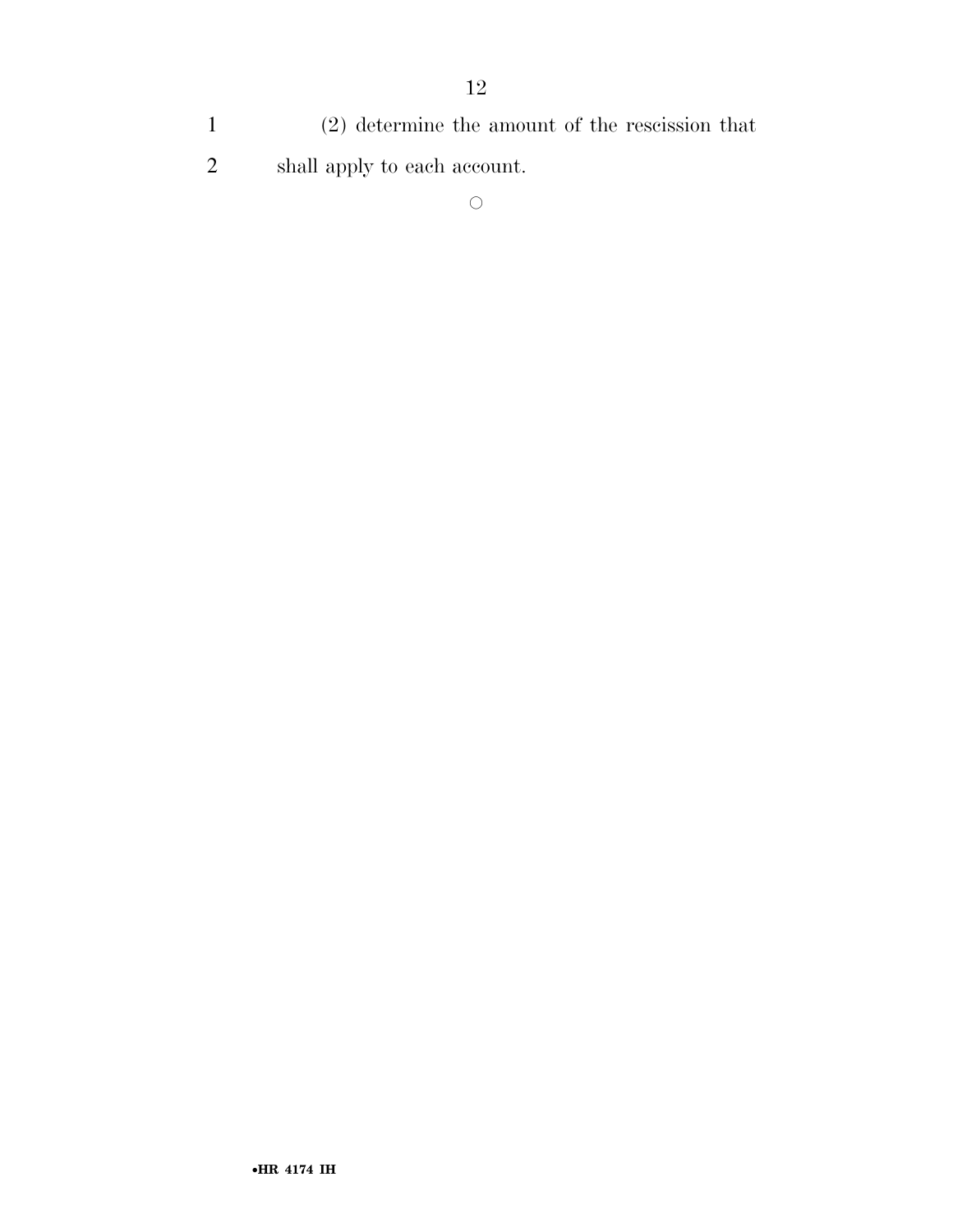(2) determine the amount of the rescission that shall apply to each account.

○